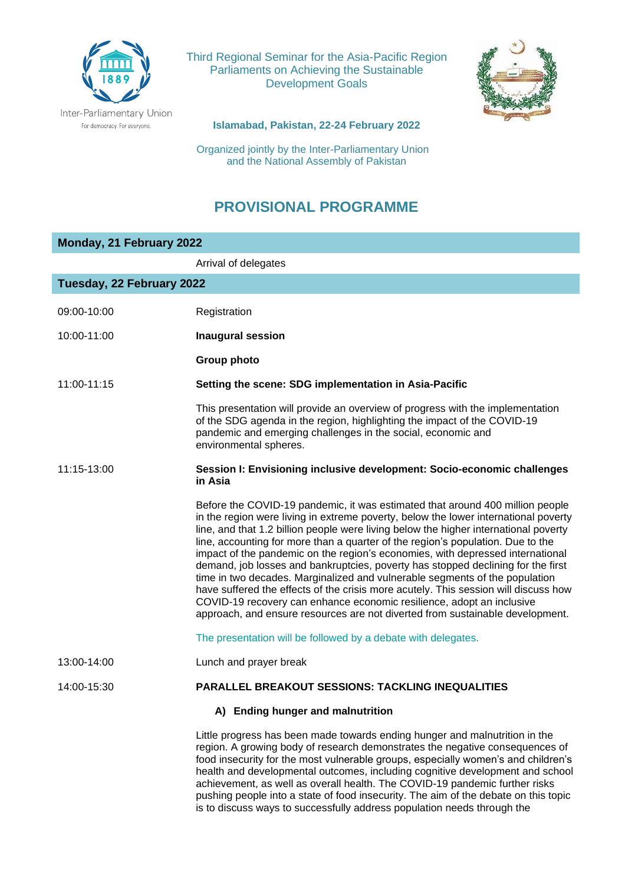Inter-Parliamentary Union
For democracy. For everyone.

Third Regional Seminar for the Asia-Pacific Region Parliaments on Achieving the Sustainable Development Goals

**Islamabad, Pakistan, 22-24 February 2022**

Organized jointly by the Inter-Parliamentary Union and the National Assembly of Pakistan

# PROVISIONAL PROGRAMME

## Monday, 21 February 2022

| | |
|---|---|
| | Arrival of delegates |

## Tuesday, 22 February 2022

09:00-10:00 Registration

10:00-11:00 **Inaugural session**

**Group photo**

11:00-11:15 **Setting the scene: SDG implementation in Asia-Pacific**

This presentation will provide an overview of progress with the implementation of the SDG agenda in the region, highlighting the impact of the COVID-19 pandemic and emerging challenges in the social, economic and environmental spheres.

11:15-13:00 **Session I: Envisioning inclusive development: Socio-economic challenges in Asia**

Before the COVID-19 pandemic, it was estimated that around 400 million people in the region were living in extreme poverty, below the lower international poverty line, and that 1.2 billion people were living below the higher international poverty line, accounting for more than a quarter of the region's population. Due to the impact of the pandemic on the region's economies, with depressed international demand, job losses and bankruptcies, poverty has stopped declining for the first time in two decades. Marginalized and vulnerable segments of the population have suffered the effects of the crisis more acutely. This session will discuss how COVID-19 recovery can enhance economic resilience, adopt an inclusive approach, and ensure resources are not diverted from sustainable development.

The presentation will be followed by a debate with delegates.

13:00-14:00 Lunch and prayer break

14:00-15:30 **PARALLEL BREAKOUT SESSIONS: TACKLING INEQUALITIES**

**A) Ending hunger and malnutrition**

Little progress has been made towards ending hunger and malnutrition in the region. A growing body of research demonstrates the negative consequences of food insecurity for the most vulnerable groups, especially women's and children's health and developmental outcomes, including cognitive development and school achievement, as well as overall health. The COVID-19 pandemic further risks pushing people into a state of food insecurity. The aim of the debate on this topic is to discuss ways to successfully address population needs through the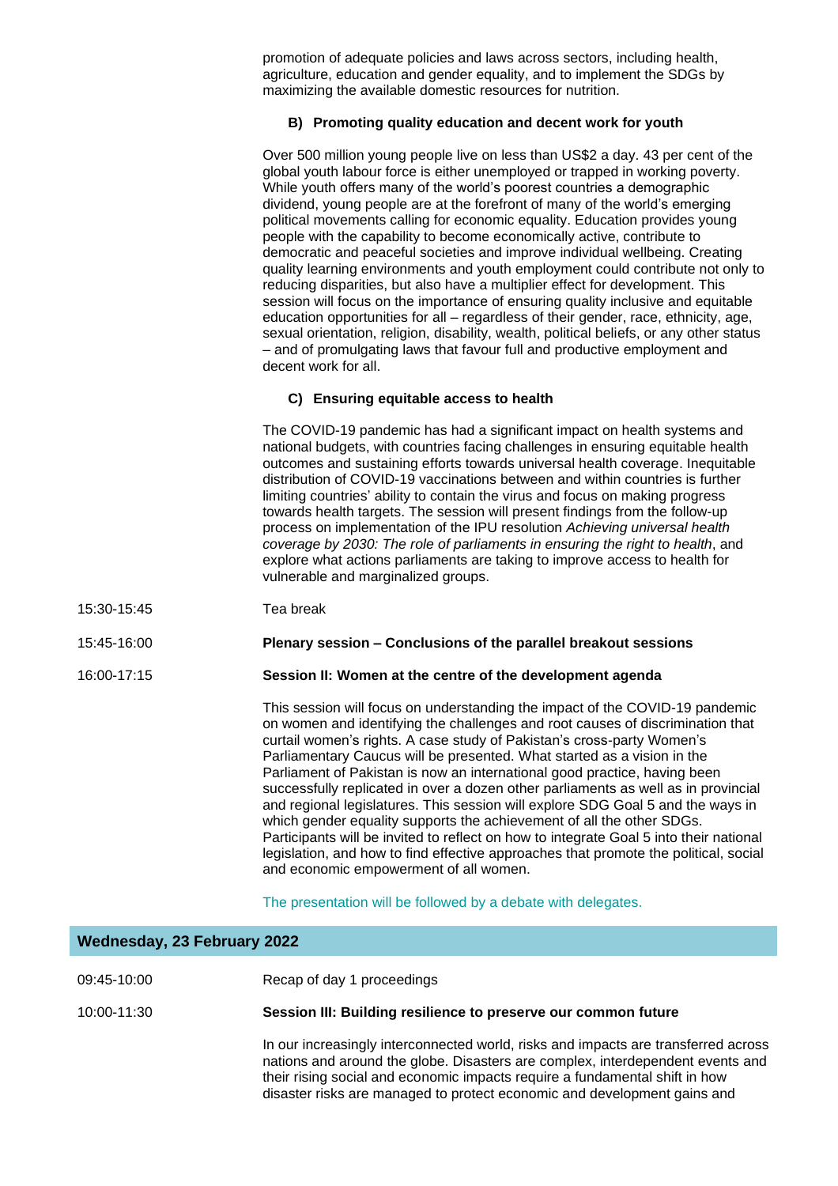promotion of adequate policies and laws across sectors, including health, agriculture, education and gender equality, and to implement the SDGs by maximizing the available domestic resources for nutrition.

**B) Promoting quality education and decent work for youth**

Over 500 million young people live on less than US$2 a day. 43 per cent of the global youth labour force is either unemployed or trapped in working poverty. While youth offers many of the world's poorest countries a demographic dividend, young people are at the forefront of many of the world's emerging political movements calling for economic equality. Education provides young people with the capability to become economically active, contribute to democratic and peaceful societies and improve individual wellbeing. Creating quality learning environments and youth employment could contribute not only to reducing disparities, but also have a multiplier effect for development. This session will focus on the importance of ensuring quality inclusive and equitable education opportunities for all – regardless of their gender, race, ethnicity, age, sexual orientation, religion, disability, wealth, political beliefs, or any other status – and of promulgating laws that favour full and productive employment and decent work for all.

**C) Ensuring equitable access to health**

The COVID-19 pandemic has had a significant impact on health systems and national budgets, with countries facing challenges in ensuring equitable health outcomes and sustaining efforts towards universal health coverage. Inequitable distribution of COVID-19 vaccinations between and within countries is further limiting countries' ability to contain the virus and focus on making progress towards health targets. The session will present findings from the follow-up process on implementation of the IPU resolution *Achieving universal health coverage by 2030: The role of parliaments in ensuring the right to health*, and explore what actions parliaments are taking to improve access to health for vulnerable and marginalized groups.

15:30-15:45 Tea break

15:45-16:00 **Plenary session – Conclusions of the parallel breakout sessions**

16:00-17:15 **Session II: Women at the centre of the development agenda**

This session will focus on understanding the impact of the COVID-19 pandemic on women and identifying the challenges and root causes of discrimination that curtail women's rights. A case study of Pakistan's cross-party Women's Parliamentary Caucus will be presented. What started as a vision in the Parliament of Pakistan is now an international good practice, having been successfully replicated in over a dozen other parliaments as well as in provincial and regional legislatures. This session will explore SDG Goal 5 and the ways in which gender equality supports the achievement of all the other SDGs. Participants will be invited to reflect on how to integrate Goal 5 into their national legislation, and how to find effective approaches that promote the political, social and economic empowerment of all women.

The presentation will be followed by a debate with delegates.

## Wednesday, 23 February 2022

09:45-10:00 Recap of day 1 proceedings

10:00-11:30 **Session III: Building resilience to preserve our common future**

In our increasingly interconnected world, risks and impacts are transferred across nations and around the globe. Disasters are complex, interdependent events and their rising social and economic impacts require a fundamental shift in how disaster risks are managed to protect economic and development gains and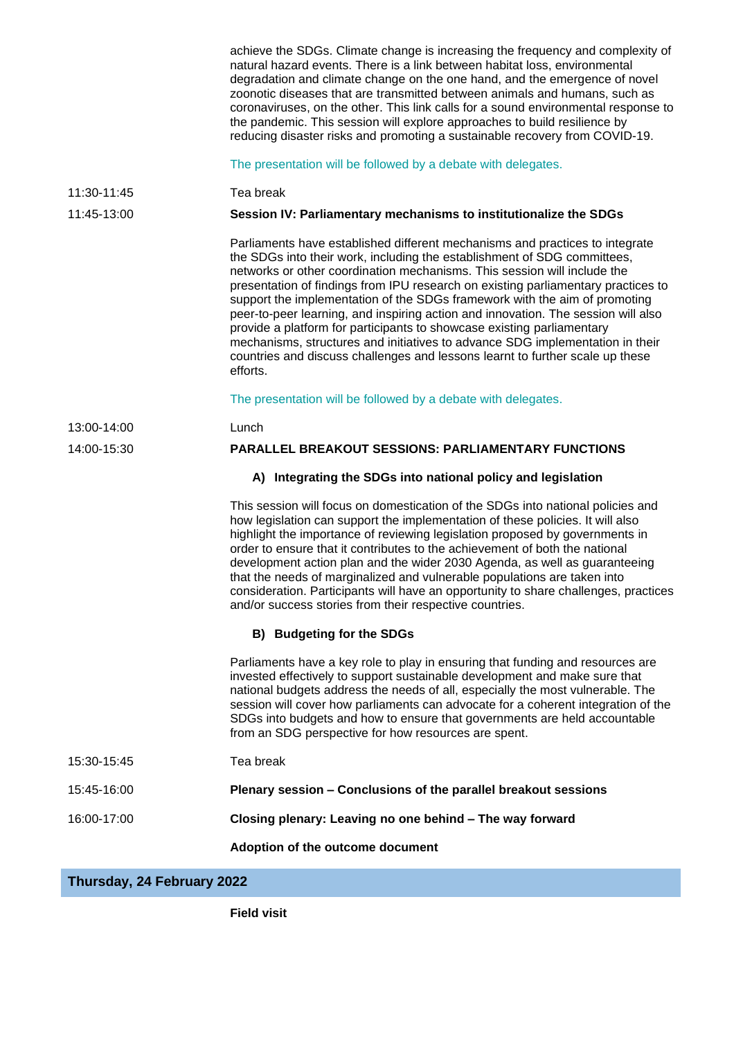achieve the SDGs. Climate change is increasing the frequency and complexity of natural hazard events. There is a link between habitat loss, environmental degradation and climate change on the one hand, and the emergence of novel zoonotic diseases that are transmitted between animals and humans, such as coronaviruses, on the other. This link calls for a sound environmental response to the pandemic. This session will explore approaches to build resilience by reducing disaster risks and promoting a sustainable recovery from COVID-19.

The presentation will be followed by a debate with delegates.

11:30-11:45 Tea break

11:45-13:00 **Session IV: Parliamentary mechanisms to institutionalize the SDGs**

Parliaments have established different mechanisms and practices to integrate the SDGs into their work, including the establishment of SDG committees, networks or other coordination mechanisms. This session will include the presentation of findings from IPU research on existing parliamentary practices to support the implementation of the SDGs framework with the aim of promoting peer-to-peer learning, and inspiring action and innovation. The session will also provide a platform for participants to showcase existing parliamentary mechanisms, structures and initiatives to advance SDG implementation in their countries and discuss challenges and lessons learnt to further scale up these efforts.

The presentation will be followed by a debate with delegates.

13:00-14:00 Lunch

14:00-15:30 **PARALLEL BREAKOUT SESSIONS: PARLIAMENTARY FUNCTIONS**

**A) Integrating the SDGs into national policy and legislation**

This session will focus on domestication of the SDGs into national policies and how legislation can support the implementation of these policies. It will also highlight the importance of reviewing legislation proposed by governments in order to ensure that it contributes to the achievement of both the national development action plan and the wider 2030 Agenda, as well as guaranteeing that the needs of marginalized and vulnerable populations are taken into consideration. Participants will have an opportunity to share challenges, practices and/or success stories from their respective countries.

**B) Budgeting for the SDGs**

Parliaments have a key role to play in ensuring that funding and resources are invested effectively to support sustainable development and make sure that national budgets address the needs of all, especially the most vulnerable. The session will cover how parliaments can advocate for a coherent integration of the SDGs into budgets and how to ensure that governments are held accountable from an SDG perspective for how resources are spent.

15:30-15:45 Tea break

15:45-16:00 **Plenary session – Conclusions of the parallel breakout sessions**

16:00-17:00 **Closing plenary: Leaving no one behind – The way forward**

**Adoption of the outcome document**

## Thursday, 24 February 2022

**Field visit**